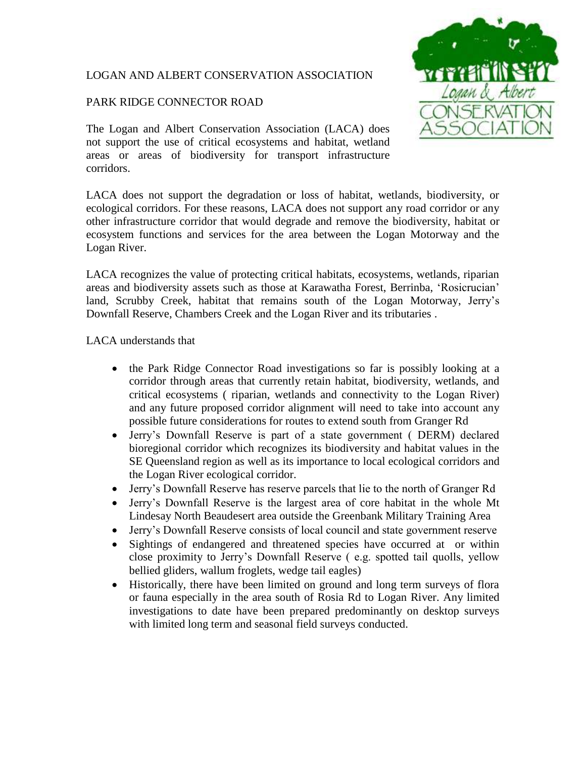# LOGAN AND ALBERT CONSERVATION ASSOCIATION

## PARK RIDGE CONNECTOR ROAD

The Logan and Albert Conservation Association (LACA) does not support the use of critical ecosystems and habitat, wetland areas or areas of biodiversity for transport infrastructure corridors.

LACA does not support the degradation or loss of habitat, wetlands, biodiversity, or ecological corridors. For these reasons, LACA does not support any road corridor or any other infrastructure corridor that would degrade and remove the biodiversity, habitat or ecosystem functions and services for the area between the Logan Motorway and the Logan River.

LACA recognizes the value of protecting critical habitats, ecosystems, wetlands, riparian areas and biodiversity assets such as those at Karawatha Forest, Berrinba, 'Rosicrucian' land, Scrubby Creek, habitat that remains south of the Logan Motorway, Jerry's Downfall Reserve, Chambers Creek and the Logan River and its tributaries .

LACA understands that

- the Park Ridge Connector Road investigations so far is possibly looking at a corridor through areas that currently retain habitat, biodiversity, wetlands, and critical ecosystems ( riparian, wetlands and connectivity to the Logan River) and any future proposed corridor alignment will need to take into account any possible future considerations for routes to extend south from Granger Rd
- Jerry's Downfall Reserve is part of a state government ( DERM) declared bioregional corridor which recognizes its biodiversity and habitat values in the SE Queensland region as well as its importance to local ecological corridors and the Logan River ecological corridor.
- Jerry's Downfall Reserve has reserve parcels that lie to the north of Granger Rd
- Jerry's Downfall Reserve is the largest area of core habitat in the whole Mt Lindesay North Beaudesert area outside the Greenbank Military Training Area
- Jerry's Downfall Reserve consists of local council and state government reserve
- Sightings of endangered and threatened species have occurred at or within close proximity to Jerry's Downfall Reserve ( e.g. spotted tail quolls, yellow bellied gliders, wallum froglets, wedge tail eagles)
- Historically, there have been limited on ground and long term surveys of flora or fauna especially in the area south of Rosia Rd to Logan River. Any limited investigations to date have been prepared predominantly on desktop surveys with limited long term and seasonal field surveys conducted.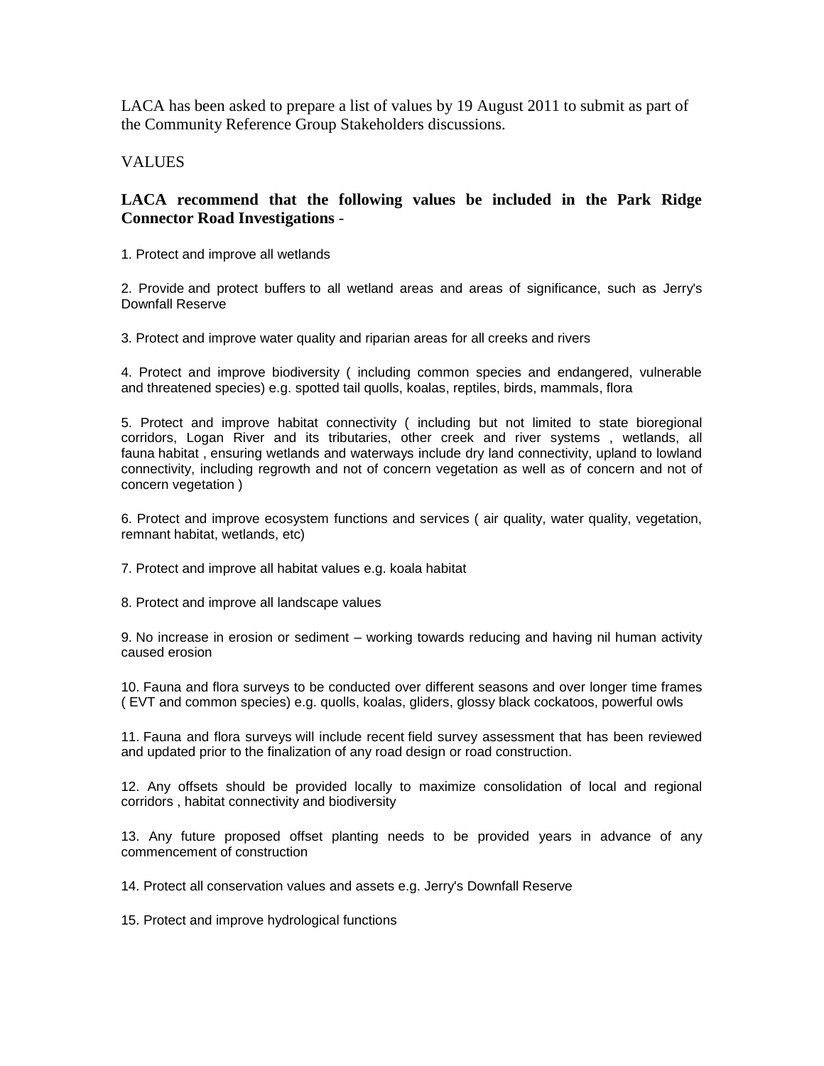LACA has been asked to prepare a list of values by 19 August 2011 to submit as part of the Community Reference Group Stakeholders discussions.

VALUES

**LACA recommend that the following values be included in the Park Ridge Connector Road Investigations** -

1. Protect and improve all wetlands

2. Provide and protect buffers to all wetland areas and areas of significance, such as Jerry's Downfall Reserve

3. Protect and improve water quality and riparian areas for all creeks and rivers

4. Protect and improve biodiversity ( including common species and endangered, vulnerable and threatened species) e.g. spotted tail quolls, koalas, reptiles, birds, mammals, flora

5. Protect and improve habitat connectivity ( including but not limited to state bioregional corridors, Logan River and its tributaries, other creek and river systems , wetlands, all fauna habitat , ensuring wetlands and waterways include dry land connectivity, upland to lowland connectivity, including regrowth and not of concern vegetation as well as of concern and not of concern vegetation )

6. Protect and improve ecosystem functions and services ( air quality, water quality, vegetation, remnant habitat, wetlands, etc)

7. Protect and improve all habitat values e.g. koala habitat

8. Protect and improve all landscape values

9. No increase in erosion or sediment – working towards reducing and having nil human activity caused erosion

10. Fauna and flora surveys to be conducted over different seasons and over longer time frames ( EVT and common species) e.g. quolls, koalas, gliders, glossy black cockatoos, powerful owls

11. Fauna and flora surveys will include recent field survey assessment that has been reviewed and updated prior to the finalization of any road design or road construction.

12. Any offsets should be provided locally to maximize consolidation of local and regional corridors , habitat connectivity and biodiversity

13. Any future proposed offset planting needs to be provided years in advance of any commencement of construction

14. Protect all conservation values and assets e.g. Jerry's Downfall Reserve

15. Protect and improve hydrological functions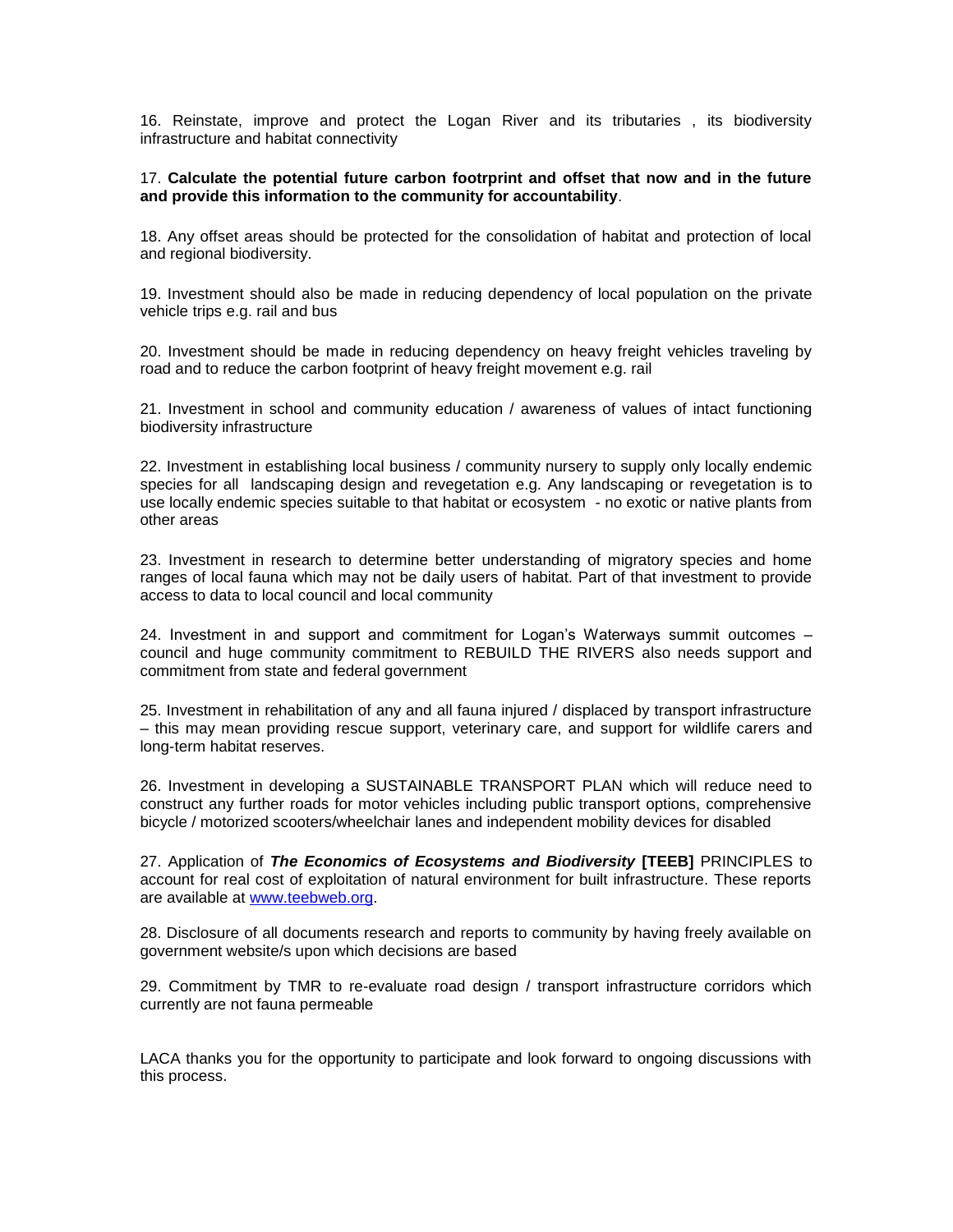16. Reinstate, improve and protect the Logan River and its tributaries , its biodiversity infrastructure and habitat connectivity

17. **Calculate the potential future carbon footrprint and offset that now and in the future and provide this information to the community for accountability**.

18. Any offset areas should be protected for the consolidation of habitat and protection of local and regional biodiversity.

19. Investment should also be made in reducing dependency of local population on the private vehicle trips e.g. rail and bus

20. Investment should be made in reducing dependency on heavy freight vehicles traveling by road and to reduce the carbon footprint of heavy freight movement e.g. rail

21. Investment in school and community education / awareness of values of intact functioning biodiversity infrastructure

22. Investment in establishing local business / community nursery to supply only locally endemic species for all landscaping design and revegetation e.g. Any landscaping or revegetation is to use locally endemic species suitable to that habitat or ecosystem - no exotic or native plants from other areas

23. Investment in research to determine better understanding of migratory species and home ranges of local fauna which may not be daily users of habitat. Part of that investment to provide access to data to local council and local community

24. Investment in and support and commitment for Logan's Waterways summit outcomes – council and huge community commitment to REBUILD THE RIVERS also needs support and commitment from state and federal government

25. Investment in rehabilitation of any and all fauna injured / displaced by transport infrastructure – this may mean providing rescue support, veterinary care, and support for wildlife carers and long-term habitat reserves.

26. Investment in developing a SUSTAINABLE TRANSPORT PLAN which will reduce need to construct any further roads for motor vehicles including public transport options, comprehensive bicycle / motorized scooters/wheelchair lanes and independent mobility devices for disabled

27. Application of ***The Economics of Ecosystems and Biodiversity*** **[TEEB]** PRINCIPLES to account for real cost of exploitation of natural environment for built infrastructure. These reports are available at www.teebweb.org.

28. Disclosure of all documents research and reports to community by having freely available on government website/s upon which decisions are based

29. Commitment by TMR to re-evaluate road design / transport infrastructure corridors which currently are not fauna permeable

LACA thanks you for the opportunity to participate and look forward to ongoing discussions with this process.